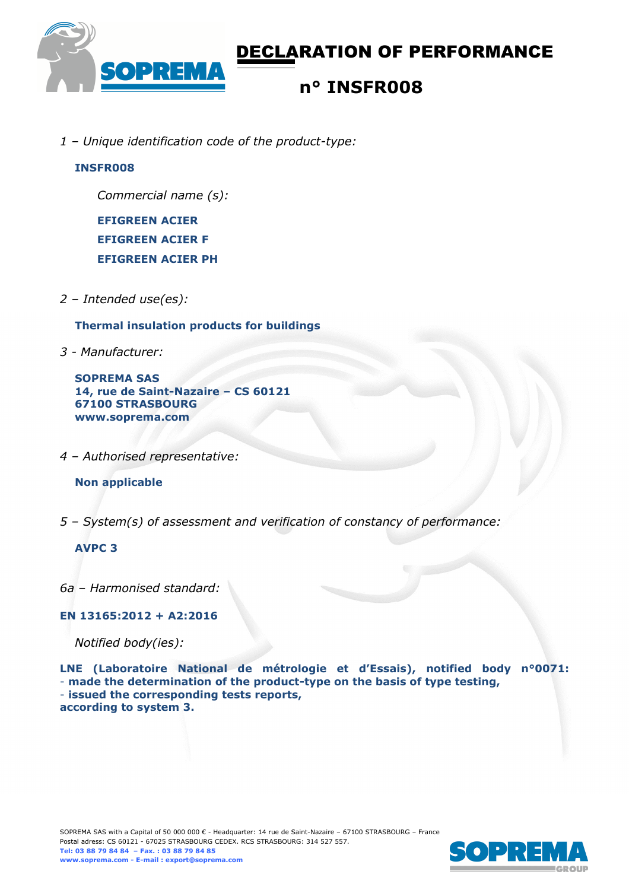# DECLARATION OF PERFORMANCE

## n° INSFR008

*1 – Unique identification code of the product-type:*

**INSFR008**

*Commercial name (s):*

**EFIGREEN ACIER**
**EFIGREEN ACIER F**
**EFIGREEN ACIER PH**

*2 – Intended use(es):*

**Thermal insulation products for buildings**

*3 - Manufacturer:*

**SOPREMA SAS**
**14, rue de Saint-Nazaire – CS 60121**
**67100 STRASBOURG**
**www.soprema.com**

*4 – Authorised representative:*

**Non applicable**

*5 – System(s) of assessment and verification of constancy of performance:*

**AVPC 3**

*6a – Harmonised standard:*

**EN 13165:2012 + A2:2016**

*Notified body(ies):*

**LNE (Laboratoire National de métrologie et d'Essais), notified body n°0071:**
- **made the determination of the product-type on the basis of type testing,**
- **issued the corresponding tests reports,**

**according to system 3.**

SOPREMA SAS with a Capital of 50 000 000 € - Headquarter: 14 rue de Saint-Nazaire – 67100 STRASBOURG – France
Postal adress: CS 60121 - 67025 STRASBOURG CEDEX. RCS STRASBOURG: 314 527 557.
**Tel: 03 88 79 84 84 – Fax. : 03 88 79 84 85**
**www.soprema.com - E-mail : export@soprema.com**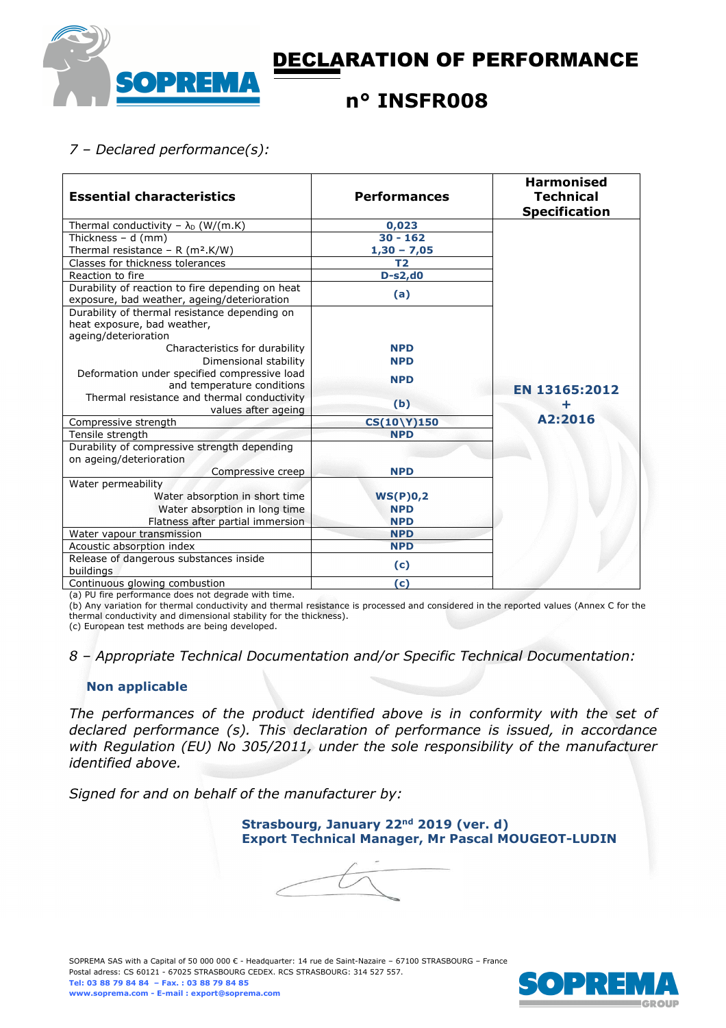# DECLARATION OF PERFORMANCE

## n° INSFR008

*7 – Declared performance(s):*

| Essential characteristics | Performances | Harmonised Technical Specification |
|---|---|---|
| Thermal conductivity – $\lambda_D$ (W/(m.K) | **0,023** | **EN 13165:2012 + A2:2016** |
| Thickness – d (mm) | **30 - 162** | |
| Thermal resistance – R (m².K/W) | **1,30 – 7,05** | |
| Classes for thickness tolerances | **T2** | |
| Reaction to fire | **D-s2,d0** | |
| Durability of reaction to fire depending on heat exposure, bad weather, ageing/deterioration | **(a)** | |
| Durability of thermal resistance depending on heat exposure, bad weather, ageing/deterioration | | |
| Characteristics for durability | **NPD** | |
| Dimensional stability | **NPD** | |
| Deformation under specified compressive load and temperature conditions | **NPD** | |
| Thermal resistance and thermal conductivity values after ageing | **(b)** | |
| Compressive strength | **CS(10\Y)150** | |
| Tensile strength | **NPD** | |
| Durability of compressive strength depending on ageing/deterioration | | |
| Compressive creep | **NPD** | |
| Water permeability | | |
| Water absorption in short time | **WS(P)0,2** | |
| Water absorption in long time | **NPD** | |
| Flatness after partial immersion | **NPD** | |
| Water vapour transmission | **NPD** | |
| Acoustic absorption index | **NPD** | |
| Release of dangerous substances inside buildings | **(c)** | |
| Continuous glowing combustion | **(c)** | |

(a) PU fire performance does not degrade with time.
(b) Any variation for thermal conductivity and thermal resistance is processed and considered in the reported values (Annex C for the thermal conductivity and dimensional stability for the thickness).
(c) European test methods are being developed.

*8 – Appropriate Technical Documentation and/or Specific Technical Documentation:*

**Non applicable**

*The performances of the product identified above is in conformity with the set of declared performance (s). This declaration of performance is issued, in accordance with Regulation (EU) No 305/2011, under the sole responsibility of the manufacturer identified above.*

*Signed for and on behalf of the manufacturer by:*

**Strasbourg, January 22nd 2019 (ver. d)**
**Export Technical Manager, Mr Pascal MOUGEOT-LUDIN**

SOPREMA SAS with a Capital of 50 000 000 € - Headquarter: 14 rue de Saint-Nazaire – 67100 STRASBOURG – France
Postal adress: CS 60121 - 67025 STRASBOURG CEDEX. RCS STRASBOURG: 314 527 557.
**Tel: 03 88 79 84 84 – Fax. : 03 88 79 84 85**
**www.soprema.com - E-mail : export@soprema.com**